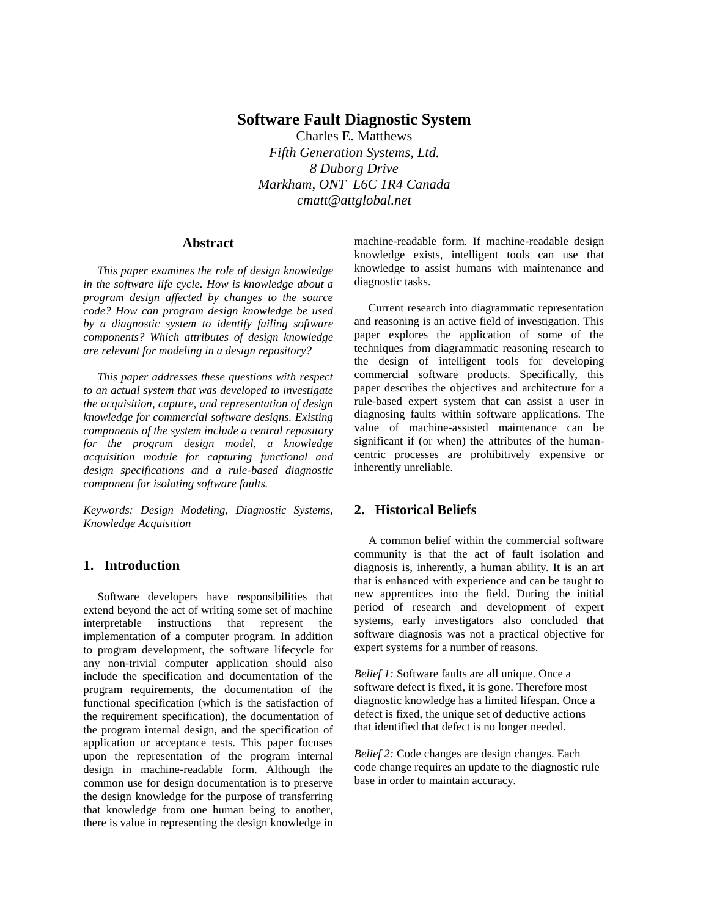# Software Fault Diagnostic System

Charles E. Matthews

*Fifth Generation Systems, Ltd.*
*8 Duborg Drive*
*Markham, ONT L6C 1R4 Canada*
*cmatt@attglobal.net*

## Abstract

*This paper examines the role of design knowledge in the software life cycle. How is knowledge about a program design affected by changes to the source code? How can program design knowledge be used by a diagnostic system to identify failing software components? Which attributes of design knowledge are relevant for modeling in a design repository?*

*This paper addresses these questions with respect to an actual system that was developed to investigate the acquisition, capture, and representation of design knowledge for commercial software designs. Existing components of the system include a central repository for the program design model, a knowledge acquisition module for capturing functional and design specifications and a rule-based diagnostic component for isolating software faults.*

*Keywords: Design Modeling, Diagnostic Systems, Knowledge Acquisition*

## 1. Introduction

Software developers have responsibilities that extend beyond the act of writing some set of machine interpretable instructions that represent the implementation of a computer program. In addition to program development, the software lifecycle for any non-trivial computer application should also include the specification and documentation of the program requirements, the documentation of the functional specification (which is the satisfaction of the requirement specification), the documentation of the program internal design, and the specification of application or acceptance tests. This paper focuses upon the representation of the program internal design in machine-readable form. Although the common use for design documentation is to preserve the design knowledge for the purpose of transferring that knowledge from one human being to another, there is value in representing the design knowledge in machine-readable form. If machine-readable design knowledge exists, intelligent tools can use that knowledge to assist humans with maintenance and diagnostic tasks.

Current research into diagrammatic representation and reasoning is an active field of investigation. This paper explores the application of some of the techniques from diagrammatic reasoning research to the design of intelligent tools for developing commercial software products. Specifically, this paper describes the objectives and architecture for a rule-based expert system that can assist a user in diagnosing faults within software applications. The value of machine-assisted maintenance can be significant if (or when) the attributes of the human-centric processes are prohibitively expensive or inherently unreliable.

## 2. Historical Beliefs

A common belief within the commercial software community is that the act of fault isolation and diagnosis is, inherently, a human ability. It is an art that is enhanced with experience and can be taught to new apprentices into the field. During the initial period of research and development of expert systems, early investigators also concluded that software diagnosis was not a practical objective for expert systems for a number of reasons.

*Belief 1:* Software faults are all unique. Once a software defect is fixed, it is gone. Therefore most diagnostic knowledge has a limited lifespan. Once a defect is fixed, the unique set of deductive actions that identified that defect is no longer needed.

*Belief 2:* Code changes are design changes. Each code change requires an update to the diagnostic rule base in order to maintain accuracy.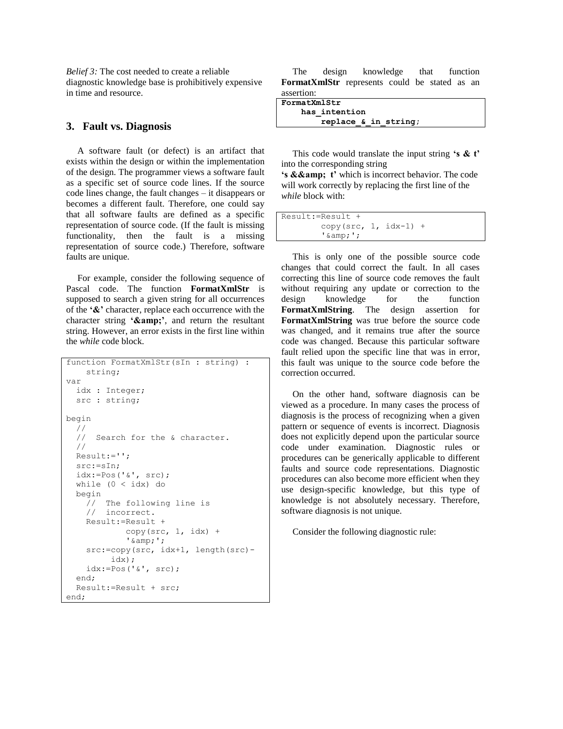*Belief 3:* The cost needed to create a reliable diagnostic knowledge base is prohibitively expensive in time and resource.

## 3. Fault vs. Diagnosis

A software fault (or defect) is an artifact that exists within the design or within the implementation of the design. The programmer views a software fault as a specific set of source code lines. If the source code lines change, the fault changes – it disappears or becomes a different fault. Therefore, one could say that all software faults are defined as a specific representation of source code. (If the fault is missing functionality, then the fault is a missing representation of source code.) Therefore, software faults are unique.

For example, consider the following sequence of Pascal code. The function **FormatXmlStr** is supposed to search a given string for all occurrences of the **'&'** character, replace each occurrence with the character string **'&amp;'**, and return the resultant string. However, an error exists in the first line within the *while* code block.

```
function FormatXmlStr(sIn : string) :
    string;
var
  idx : Integer;
  src : string;

begin
  //
  //  Search for the & character.
  //
  Result:='';
  src:=sIn;
  idx:=Pos('&', src);
  while (0 < idx) do
  begin
    //  The following line is
    //  incorrect.
    Result:=Result +
            copy(src, 1, idx) +
            '&amp;';
    src:=copy(src, idx+1, length(src)-
         idx);
    idx:=Pos('&', src);
  end;
  Result:=Result + src;
end;
```

The design knowledge that function **FormatXmlStr** represents could be stated as an assertion:

```
FormatXmlStr
    has_intention
        replace_&_in_string;
```

This code would translate the input string **'s & t'** into the corresponding string **'s &&amp; t'** which is incorrect behavior. The code will work correctly by replacing the first line of the *while* block with:

```
Result:=Result +
        copy(src, 1, idx-1) +
        '&amp;';
```

This is only one of the possible source code changes that could correct the fault. In all cases correcting this line of source code removes the fault without requiring any update or correction to the design knowledge for the function **FormatXmlString**. The design assertion for **FormatXmlString** was true before the source code was changed, and it remains true after the source code was changed. Because this particular software fault relied upon the specific line that was in error, this fault was unique to the source code before the correction occurred.

On the other hand, software diagnosis can be viewed as a procedure. In many cases the process of diagnosis is the process of recognizing when a given pattern or sequence of events is incorrect. Diagnosis does not explicitly depend upon the particular source code under examination. Diagnostic rules or procedures can be generically applicable to different faults and source code representations. Diagnostic procedures can also become more efficient when they use design-specific knowledge, but this type of knowledge is not absolutely necessary. Therefore, software diagnosis is not unique.

Consider the following diagnostic rule: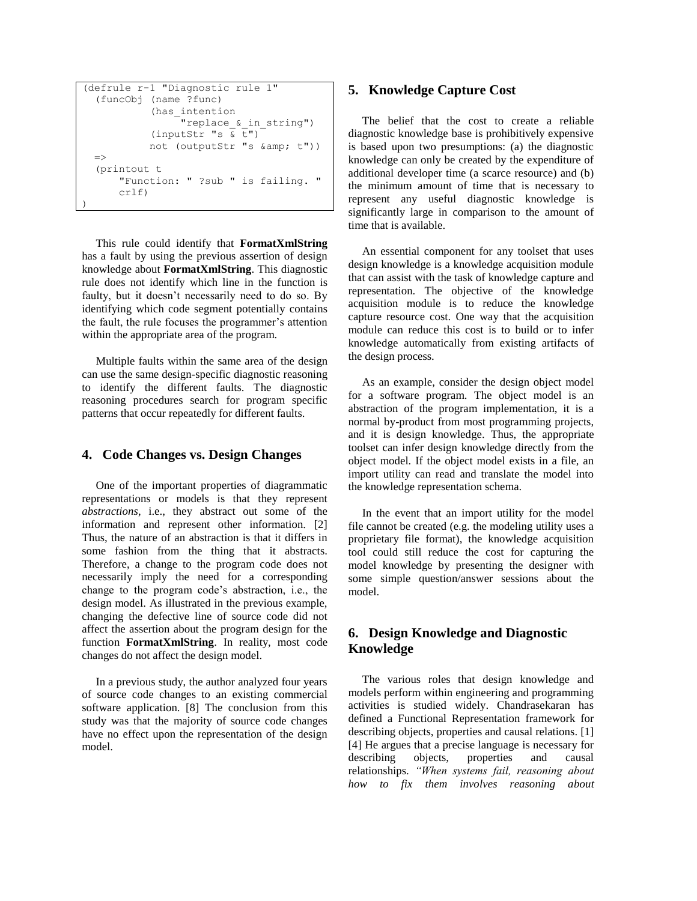```
(defrule r-1 "Diagnostic rule 1"
  (funcObj (name ?func)
           (has_intention
               "replace_&_in_string")
           (inputStr "s & t")
           not (outputStr "s &amp; t"))
  =>
  (printout t
      "Function: " ?sub " is failing. "
      crlf)
)
```

This rule could identify that **FormatXmlString** has a fault by using the previous assertion of design knowledge about **FormatXmlString**. This diagnostic rule does not identify which line in the function is faulty, but it doesn't necessarily need to do so. By identifying which code segment potentially contains the fault, the rule focuses the programmer's attention within the appropriate area of the program.

Multiple faults within the same area of the design can use the same design-specific diagnostic reasoning to identify the different faults. The diagnostic reasoning procedures search for program specific patterns that occur repeatedly for different faults.

## 4. Code Changes vs. Design Changes

One of the important properties of diagrammatic representations or models is that they represent *abstractions*, i.e., they abstract out some of the information and represent other information. [2] Thus, the nature of an abstraction is that it differs in some fashion from the thing that it abstracts. Therefore, a change to the program code does not necessarily imply the need for a corresponding change to the program code's abstraction, i.e., the design model. As illustrated in the previous example, changing the defective line of source code did not affect the assertion about the program design for the function **FormatXmlString**. In reality, most code changes do not affect the design model.

In a previous study, the author analyzed four years of source code changes to an existing commercial software application. [8] The conclusion from this study was that the majority of source code changes have no effect upon the representation of the design model.

## 5. Knowledge Capture Cost

The belief that the cost to create a reliable diagnostic knowledge base is prohibitively expensive is based upon two presumptions: (a) the diagnostic knowledge can only be created by the expenditure of additional developer time (a scarce resource) and (b) the minimum amount of time that is necessary to represent any useful diagnostic knowledge is significantly large in comparison to the amount of time that is available.

An essential component for any toolset that uses design knowledge is a knowledge acquisition module that can assist with the task of knowledge capture and representation. The objective of the knowledge acquisition module is to reduce the knowledge capture resource cost. One way that the acquisition module can reduce this cost is to build or to infer knowledge automatically from existing artifacts of the design process.

As an example, consider the design object model for a software program. The object model is an abstraction of the program implementation, it is a normal by-product from most programming projects, and it is design knowledge. Thus, the appropriate toolset can infer design knowledge directly from the object model. If the object model exists in a file, an import utility can read and translate the model into the knowledge representation schema.

In the event that an import utility for the model file cannot be created (e.g. the modeling utility uses a proprietary file format), the knowledge acquisition tool could still reduce the cost for capturing the model knowledge by presenting the designer with some simple question/answer sessions about the model.

## 6. Design Knowledge and Diagnostic Knowledge

The various roles that design knowledge and models perform within engineering and programming activities is studied widely. Chandrasekaran has defined a Functional Representation framework for describing objects, properties and causal relations. [1] [4] He argues that a precise language is necessary for describing objects, properties and causal relationships. *"When systems fail, reasoning about how to fix them involves reasoning about*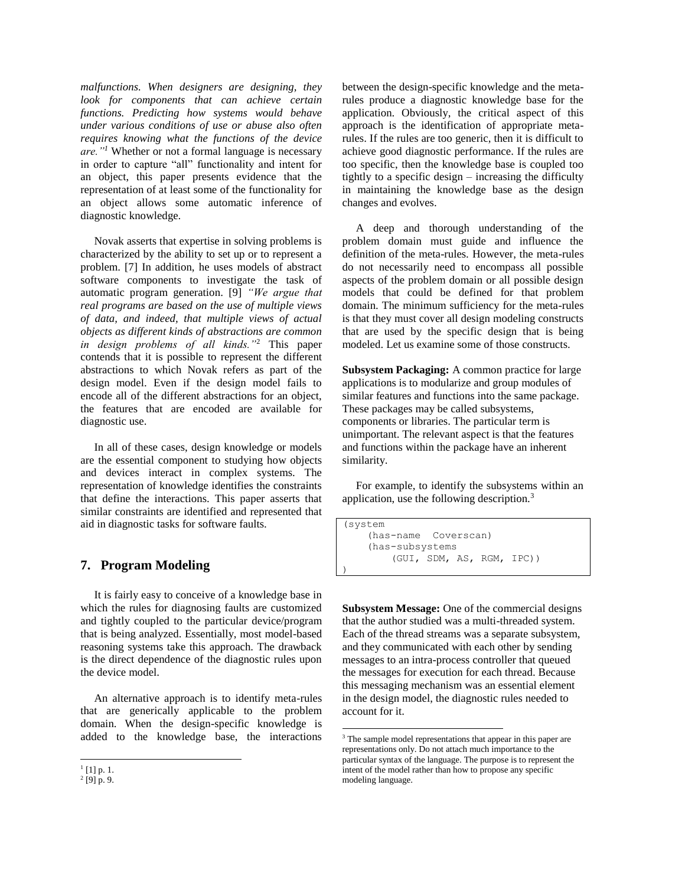*malfunctions. When designers are designing, they look for components that can achieve certain functions. Predicting how systems would behave under various conditions of use or abuse also often requires knowing what the functions of the device are."*[1] Whether or not a formal language is necessary in order to capture "all" functionality and intent for an object, this paper presents evidence that the representation of at least some of the functionality for an object allows some automatic inference of diagnostic knowledge.

Novak asserts that expertise in solving problems is characterized by the ability to set up or to represent a problem. [7] In addition, he uses models of abstract software components to investigate the task of automatic program generation. [9] *"We argue that real programs are based on the use of multiple views of data, and indeed, that multiple views of actual objects as different kinds of abstractions are common in design problems of all kinds."*[2] This paper contends that it is possible to represent the different abstractions to which Novak refers as part of the design model. Even if the design model fails to encode all of the different abstractions for an object, the features that are encoded are available for diagnostic use.

In all of these cases, design knowledge or models are the essential component to studying how objects and devices interact in complex systems. The representation of knowledge identifies the constraints that define the interactions. This paper asserts that similar constraints are identified and represented that aid in diagnostic tasks for software faults.

## 7. Program Modeling

It is fairly easy to conceive of a knowledge base in which the rules for diagnosing faults are customized and tightly coupled to the particular device/program that is being analyzed. Essentially, most model-based reasoning systems take this approach. The drawback is the direct dependence of the diagnostic rules upon the device model.

An alternative approach is to identify meta-rules that are generically applicable to the problem domain. When the design-specific knowledge is added to the knowledge base, the interactions between the design-specific knowledge and the meta-rules produce a diagnostic knowledge base for the application. Obviously, the critical aspect of this approach is the identification of appropriate meta-rules. If the rules are too generic, then it is difficult to achieve good diagnostic performance. If the rules are too specific, then the knowledge base is coupled too tightly to a specific design – increasing the difficulty in maintaining the knowledge base as the design changes and evolves.

A deep and thorough understanding of the problem domain must guide and influence the definition of the meta-rules. However, the meta-rules do not necessarily need to encompass all possible aspects of the problem domain or all possible design models that could be defined for that problem domain. The minimum sufficiency for the meta-rules is that they must cover all design modeling constructs that are used by the specific design that is being modeled. Let us examine some of those constructs.

**Subsystem Packaging:** A common practice for large applications is to modularize and group modules of similar features and functions into the same package. These packages may be called subsystems, components or libraries. The particular term is unimportant. The relevant aspect is that the features and functions within the package have an inherent similarity.

For example, to identify the subsystems within an application, use the following description.[3]

```
(system
    (has-name  Coverscan)
    (has-subsystems
        (GUI, SDM, AS, RGM, IPC))
)
```

**Subsystem Message:** One of the commercial designs that the author studied was a multi-threaded system. Each of the thread streams was a separate subsystem, and they communicated with each other by sending messages to an intra-process controller that queued the messages for execution for each thread. Because this messaging mechanism was an essential element in the design model, the diagnostic rules needed to account for it.

---

[1] [1] p. 1.

[2] [9] p. 9.

[3] The sample model representations that appear in this paper are representations only. Do not attach much importance to the particular syntax of the language. The purpose is to represent the intent of the model rather than how to propose any specific modeling language.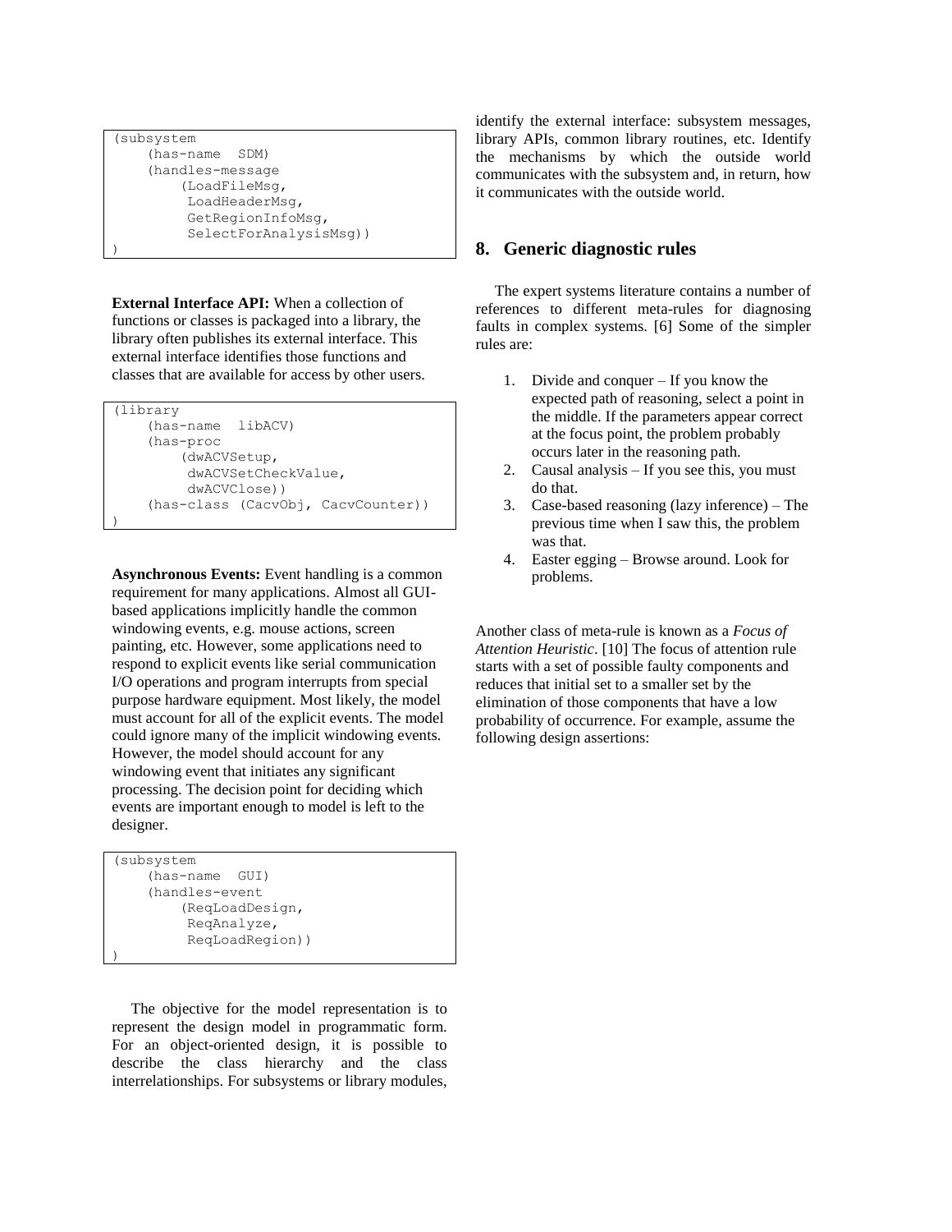```
(subsystem
    (has-name  SDM)
    (handles-message
        (LoadFileMsg,
         LoadHeaderMsg,
         GetRegionInfoMsg,
         SelectForAnalysisMsg))
)
```

**External Interface API:** When a collection of functions or classes is packaged into a library, the library often publishes its external interface. This external interface identifies those functions and classes that are available for access by other users.

```
(library
    (has-name  libACV)
    (has-proc
        (dwACVSetup,
         dwACVSetCheckValue,
         dwACVClose))
    (has-class (CacvObj, CacvCounter))
)
```

**Asynchronous Events:** Event handling is a common requirement for many applications. Almost all GUI-based applications implicitly handle the common windowing events, e.g. mouse actions, screen painting, etc. However, some applications need to respond to explicit events like serial communication I/O operations and program interrupts from special purpose hardware equipment. Most likely, the model must account for all of the explicit events. The model could ignore many of the implicit windowing events. However, the model should account for any windowing event that initiates any significant processing. The decision point for deciding which events are important enough to model is left to the designer.

```
(subsystem
    (has-name  GUI)
    (handles-event
        (ReqLoadDesign,
         ReqAnalyze,
         ReqLoadRegion))
)
```

The objective for the model representation is to represent the design model in programmatic form. For an object-oriented design, it is possible to describe the class hierarchy and the class interrelationships. For subsystems or library modules, identify the external interface: subsystem messages, library APIs, common library routines, etc. Identify the mechanisms by which the outside world communicates with the subsystem and, in return, how it communicates with the outside world.

## 8. Generic diagnostic rules

The expert systems literature contains a number of references to different meta-rules for diagnosing faults in complex systems. [6] Some of the simpler rules are:

1. Divide and conquer – If you know the expected path of reasoning, select a point in the middle. If the parameters appear correct at the focus point, the problem probably occurs later in the reasoning path.
2. Causal analysis – If you see this, you must do that.
3. Case-based reasoning (lazy inference) – The previous time when I saw this, the problem was that.
4. Easter egging – Browse around. Look for problems.

Another class of meta-rule is known as a *Focus of Attention Heuristic*. [10] The focus of attention rule starts with a set of possible faulty components and reduces that initial set to a smaller set by the elimination of those components that have a low probability of occurrence. For example, assume the following design assertions: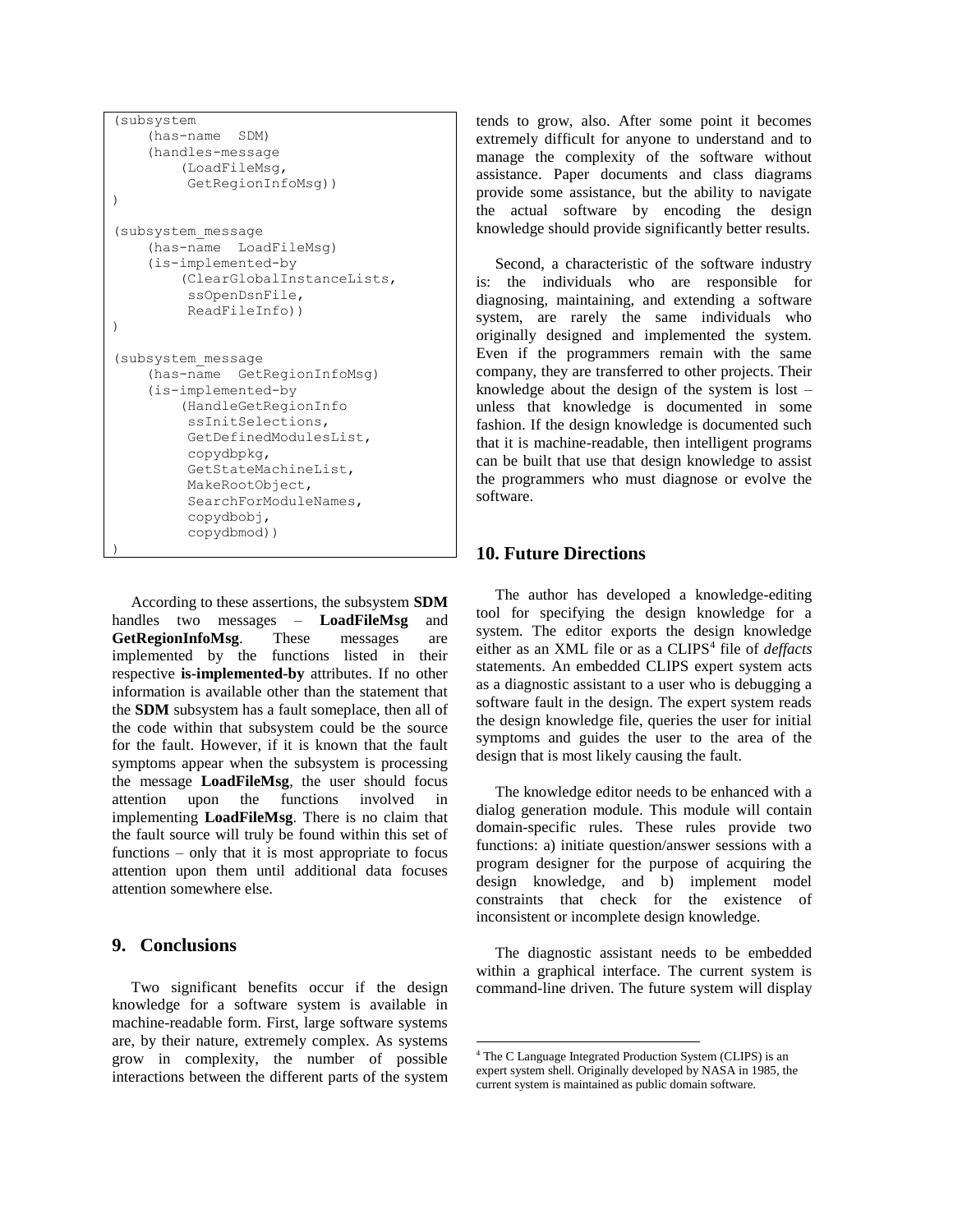```
(subsystem
    (has-name  SDM)
    (handles-message
        (LoadFileMsg,
         GetRegionInfoMsg))
)

(subsystem_message
    (has-name  LoadFileMsg)
    (is-implemented-by
        (ClearGlobalInstanceLists,
         ssOpenDsnFile,
         ReadFileInfo))
)

(subsystem_message
    (has-name  GetRegionInfoMsg)
    (is-implemented-by
        (HandleGetRegionInfo
         ssInitSelections,
         GetDefinedModulesList,
         copydbpkg,
         GetStateMachineList,
         MakeRootObject,
         SearchForModuleNames,
         copydbobj,
         copydbmod))
)
```

According to these assertions, the subsystem **SDM** handles two messages – **LoadFileMsg** and **GetRegionInfoMsg**. These messages are implemented by the functions listed in their respective **is-implemented-by** attributes. If no other information is available other than the statement that the **SDM** subsystem has a fault someplace, then all of the code within that subsystem could be the source for the fault. However, if it is known that the fault symptoms appear when the subsystem is processing the message **LoadFileMsg**, the user should focus attention upon the functions involved in implementing **LoadFileMsg**. There is no claim that the fault source will truly be found within this set of functions – only that it is most appropriate to focus attention upon them until additional data focuses attention somewhere else.

## 9. Conclusions

Two significant benefits occur if the design knowledge for a software system is available in machine-readable form. First, large software systems are, by their nature, extremely complex. As systems grow in complexity, the number of possible interactions between the different parts of the system tends to grow, also. After some point it becomes extremely difficult for anyone to understand and to manage the complexity of the software without assistance. Paper documents and class diagrams provide some assistance, but the ability to navigate the actual software by encoding the design knowledge should provide significantly better results.

Second, a characteristic of the software industry is: the individuals who are responsible for diagnosing, maintaining, and extending a software system, are rarely the same individuals who originally designed and implemented the system. Even if the programmers remain with the same company, they are transferred to other projects. Their knowledge about the design of the system is lost – unless that knowledge is documented in some fashion. If the design knowledge is documented such that it is machine-readable, then intelligent programs can be built that use that design knowledge to assist the programmers who must diagnose or evolve the software.

## 10. Future Directions

The author has developed a knowledge-editing tool for specifying the design knowledge for a system. The editor exports the design knowledge either as an XML file or as a CLIPS[4] file of *deffacts* statements. An embedded CLIPS expert system acts as a diagnostic assistant to a user who is debugging a software fault in the design. The expert system reads the design knowledge file, queries the user for initial symptoms and guides the user to the area of the design that is most likely causing the fault.

The knowledge editor needs to be enhanced with a dialog generation module. This module will contain domain-specific rules. These rules provide two functions: a) initiate question/answer sessions with a program designer for the purpose of acquiring the design knowledge, and b) implement model constraints that check for the existence of inconsistent or incomplete design knowledge.

The diagnostic assistant needs to be embedded within a graphical interface. The current system is command-line driven. The future system will display

[4] The C Language Integrated Production System (CLIPS) is an expert system shell. Originally developed by NASA in 1985, the current system is maintained as public domain software.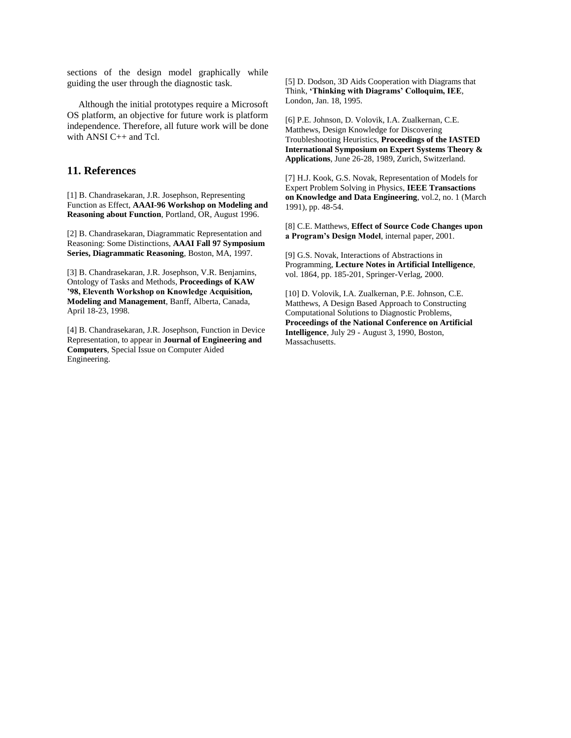sections of the design model graphically while guiding the user through the diagnostic task.

Although the initial prototypes require a Microsoft OS platform, an objective for future work is platform independence. Therefore, all future work will be done with ANSI C++ and Tcl.

## 11. References

[1] B. Chandrasekaran, J.R. Josephson, Representing Function as Effect, **AAAI-96 Workshop on Modeling and Reasoning about Function**, Portland, OR, August 1996.

[2] B. Chandrasekaran, Diagrammatic Representation and Reasoning: Some Distinctions, **AAAI Fall 97 Symposium Series, Diagrammatic Reasoning**, Boston, MA, 1997.

[3] B. Chandrasekaran, J.R. Josephson, V.R. Benjamins, Ontology of Tasks and Methods, **Proceedings of KAW '98, Eleventh Workshop on Knowledge Acquisition, Modeling and Management**, Banff, Alberta, Canada, April 18-23, 1998.

[4] B. Chandrasekaran, J.R. Josephson, Function in Device Representation, to appear in **Journal of Engineering and Computers**, Special Issue on Computer Aided Engineering.

[5] D. Dodson, 3D Aids Cooperation with Diagrams that Think, **'Thinking with Diagrams' Colloquim, IEE**, London, Jan. 18, 1995.

[6] P.E. Johnson, D. Volovik, I.A. Zualkernan, C.E. Matthews, Design Knowledge for Discovering Troubleshooting Heuristics, **Proceedings of the IASTED International Symposium on Expert Systems Theory & Applications**, June 26-28, 1989, Zurich, Switzerland.

[7] H.J. Kook, G.S. Novak, Representation of Models for Expert Problem Solving in Physics, **IEEE Transactions on Knowledge and Data Engineering**, vol.2, no. 1 (March 1991), pp. 48-54.

[8] C.E. Matthews, **Effect of Source Code Changes upon a Program's Design Model**, internal paper, 2001.

[9] G.S. Novak, Interactions of Abstractions in Programming, **Lecture Notes in Artificial Intelligence**, vol. 1864, pp. 185-201, Springer-Verlag, 2000.

[10] D. Volovik, I.A. Zualkernan, P.E. Johnson, C.E. Matthews, A Design Based Approach to Constructing Computational Solutions to Diagnostic Problems, **Proceedings of the National Conference on Artificial Intelligence**, July 29 - August 3, 1990, Boston, Massachusetts.